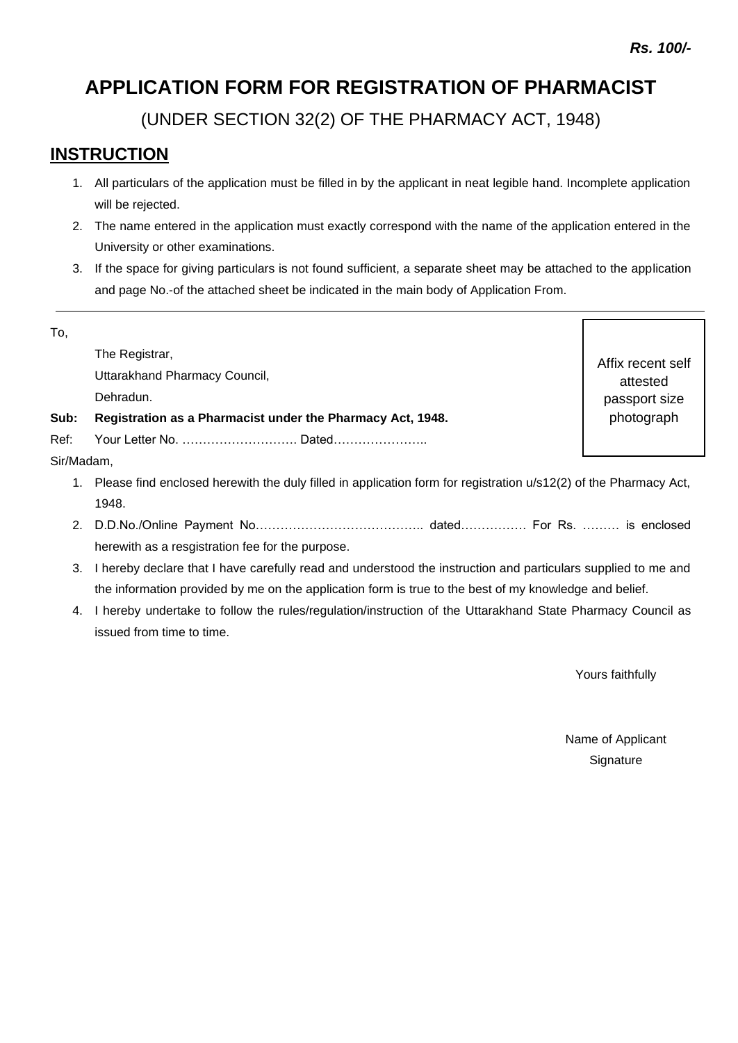***Rs. 100/-***

# APPLICATION FORM FOR REGISTRATION OF PHARMACIST

(UNDER SECTION 32(2) OF THE PHARMACY ACT, 1948)

## INSTRUCTION

1. All particulars of the application must be filled in by the applicant in neat legible hand. Incomplete application will be rejected.
2. The name entered in the application must exactly correspond with the name of the application entered in the University or other examinations.
3. If the space for giving particulars is not found sufficient, a separate sheet may be attached to the application and page No.-of the attached sheet be indicated in the main body of Application From.

---

To,

The Registrar,
Uttarakhand Pharmacy Council,
Dehradun.

Affix recent self attested passport size photograph

**Sub: Registration as a Pharmacist under the Pharmacy Act, 1948.**

Ref: Your Letter No. ………………………. Dated…………………..

Sir/Madam,

1. Please find enclosed herewith the duly filled in application form for registration u/s12(2) of the Pharmacy Act, 1948.
2. D.D.No./Online Payment No………………………………….. dated……………. For Rs. ……… is enclosed herewith as a resgistration fee for the purpose.
3. I hereby declare that I have carefully read and understood the instruction and particulars supplied to me and the information provided by me on the application form is true to the best of my knowledge and belief.
4. I hereby undertake to follow the rules/regulation/instruction of the Uttarakhand State Pharmacy Council as issued from time to time.

Yours faithfully

Name of Applicant
Signature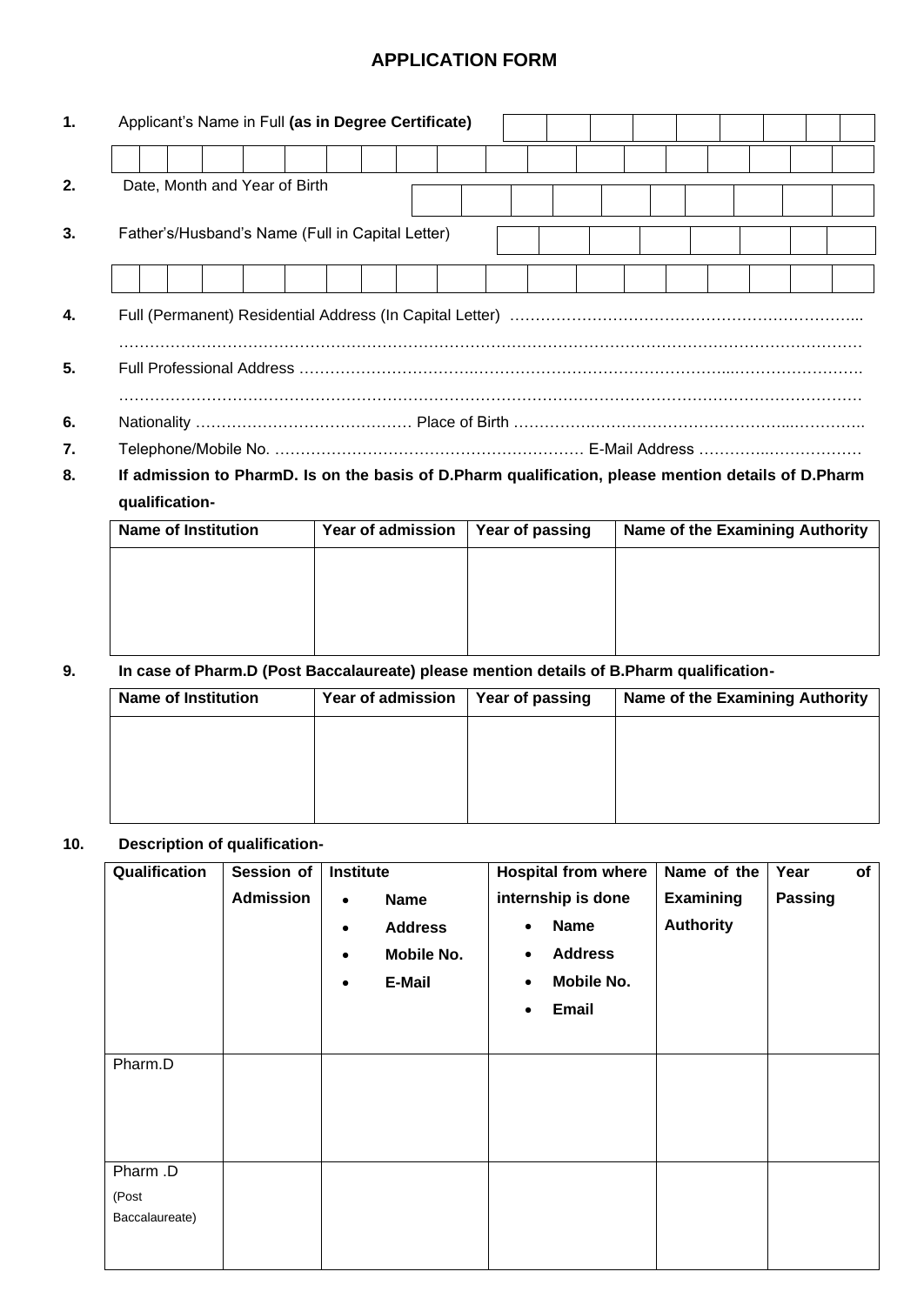# APPLICATION FORM

**1.** Applicant's Name in Full **(as in Degree Certificate)**

**2.** Date, Month and Year of Birth

**3.** Father's/Husband's Name (Full in Capital Letter)

**4.** Full (Permanent) Residential Address (In Capital Letter) …………………………………………………………...
……………………………………………………………………………………………………………………………

**5.** Full Professional Address ……………………………………………………………………………………………….
……………………………………………………………………………………………………………………………

**6.** Nationality …………………………………… Place of Birth ………………………………………………………….

**7.** Telephone/Mobile No. …………………………………………………… E-Mail Address ……………………………

**8. If admission to PharmD. Is on the basis of D.Pharm qualification, please mention details of D.Pharm qualification-**

| Name of Institution | Year of admission | Year of passing | Name of the Examining Authority |
|---|---|---|---|
| | | | |

**9. In case of Pharm.D (Post Baccalaureate) please mention details of B.Pharm qualification-**

| Name of Institution | Year of admission | Year of passing | Name of the Examining Authority |
|---|---|---|---|
| | | | |

**10. Description of qualification-**

| Qualification | Session of Admission | Institute<br>• Name<br>• Address<br>• Mobile No.<br>• E-Mail | Hospital from where internship is done<br>• Name<br>• Address<br>• Mobile No.<br>• Email | Name of the Examining Authority | Year of Passing |
|---|---|---|---|---|---|
| Pharm.D | | | | | |
| Pharm .D (Post Baccalaureate) | | | | | |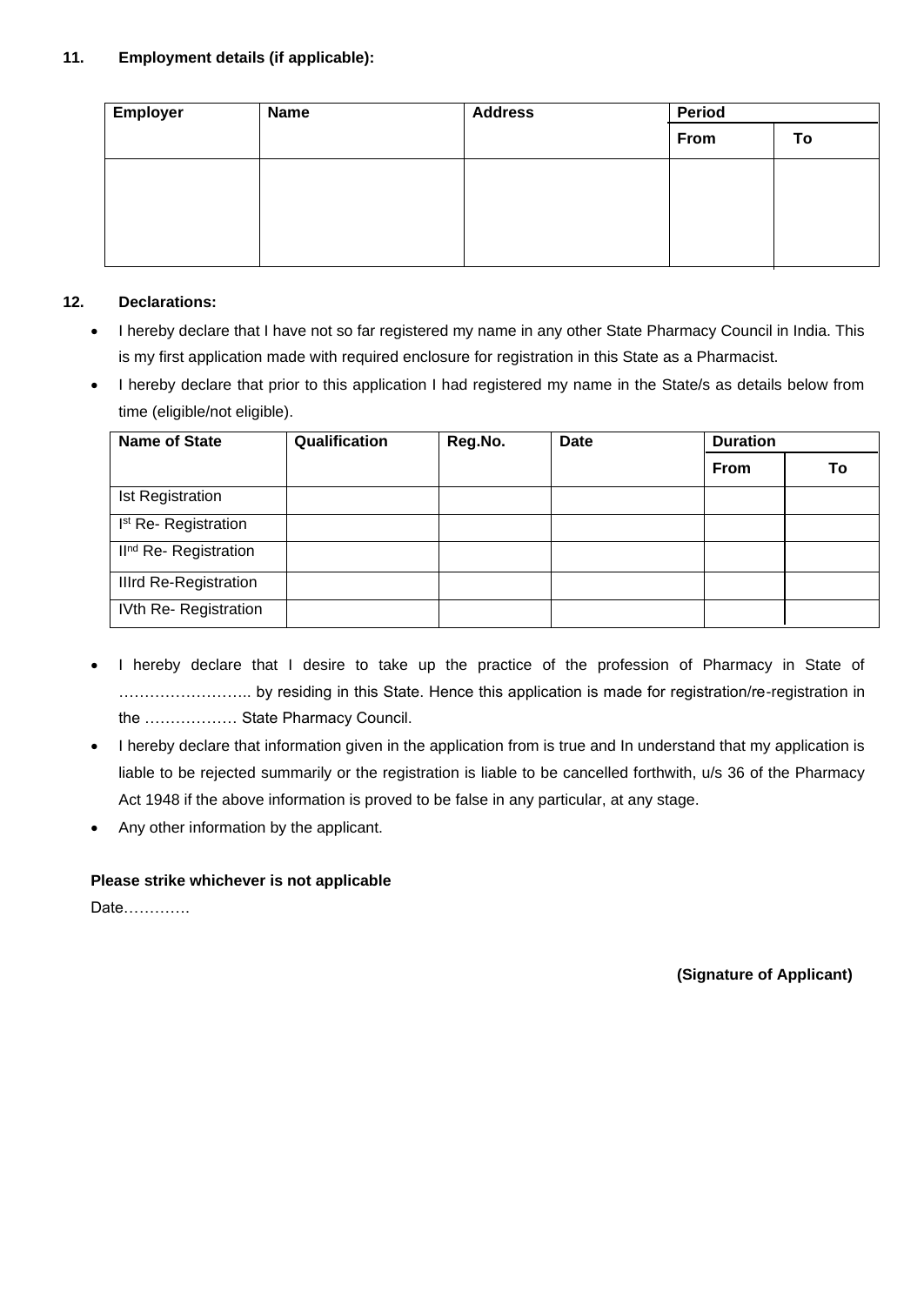**11. Employment details (if applicable):**

| Employer | Name | Address | Period | |
|---|---|---|---|---|
| | | | From | To |
| | | | | |

**12. Declarations:**

- I hereby declare that I have not so far registered my name in any other State Pharmacy Council in India. This is my first application made with required enclosure for registration in this State as a Pharmacist.
- I hereby declare that prior to this application I had registered my name in the State/s as details below from time (eligible/not eligible).

| Name of State | Qualification | Reg.No. | Date | Duration | |
|---|---|---|---|---|---|
| | | | | From | To |
| Ist Registration | | | | | |
| I[st] Re- Registration | | | | | |
| II[nd] Re- Registration | | | | | |
| IIIrd Re-Registration | | | | | |
| IVth Re- Registration | | | | | |

- I hereby declare that I desire to take up the practice of the profession of Pharmacy in State of …………………….. by residing in this State. Hence this application is made for registration/re-registration in the ……………… State Pharmacy Council.
- I hereby declare that information given in the application from is true and In understand that my application is liable to be rejected summarily or the registration is liable to be cancelled forthwith, u/s 36 of the Pharmacy Act 1948 if the above information is proved to be false in any particular, at any stage.
- Any other information by the applicant.

**Please strike whichever is not applicable**

Date…………

**(Signature of Applicant)**